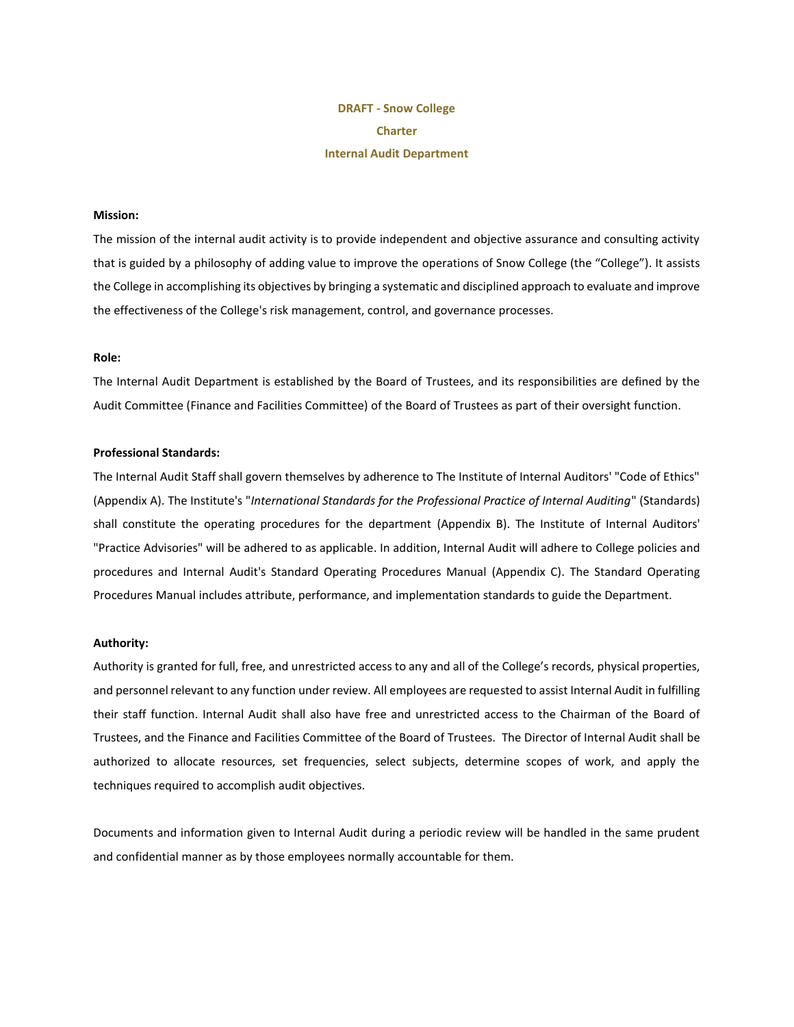# DRAFT - Snow College
# Charter
# Internal Audit Department

**Mission:**

The mission of the internal audit activity is to provide independent and objective assurance and consulting activity that is guided by a philosophy of adding value to improve the operations of Snow College (the "College"). It assists the College in accomplishing its objectives by bringing a systematic and disciplined approach to evaluate and improve the effectiveness of the College's risk management, control, and governance processes.

**Role:**

The Internal Audit Department is established by the Board of Trustees, and its responsibilities are defined by the Audit Committee (Finance and Facilities Committee) of the Board of Trustees as part of their oversight function.

**Professional Standards:**

The Internal Audit Staff shall govern themselves by adherence to The Institute of Internal Auditors' "Code of Ethics" (Appendix A). The Institute's "*International Standards for the Professional Practice of Internal Auditing*" (Standards) shall constitute the operating procedures for the department (Appendix B). The Institute of Internal Auditors' "Practice Advisories" will be adhered to as applicable. In addition, Internal Audit will adhere to College policies and procedures and Internal Audit's Standard Operating Procedures Manual (Appendix C). The Standard Operating Procedures Manual includes attribute, performance, and implementation standards to guide the Department.

**Authority:**

Authority is granted for full, free, and unrestricted access to any and all of the College's records, physical properties, and personnel relevant to any function under review. All employees are requested to assist Internal Audit in fulfilling their staff function. Internal Audit shall also have free and unrestricted access to the Chairman of the Board of Trustees, and the Finance and Facilities Committee of the Board of Trustees. The Director of Internal Audit shall be authorized to allocate resources, set frequencies, select subjects, determine scopes of work, and apply the techniques required to accomplish audit objectives.

Documents and information given to Internal Audit during a periodic review will be handled in the same prudent and confidential manner as by those employees normally accountable for them.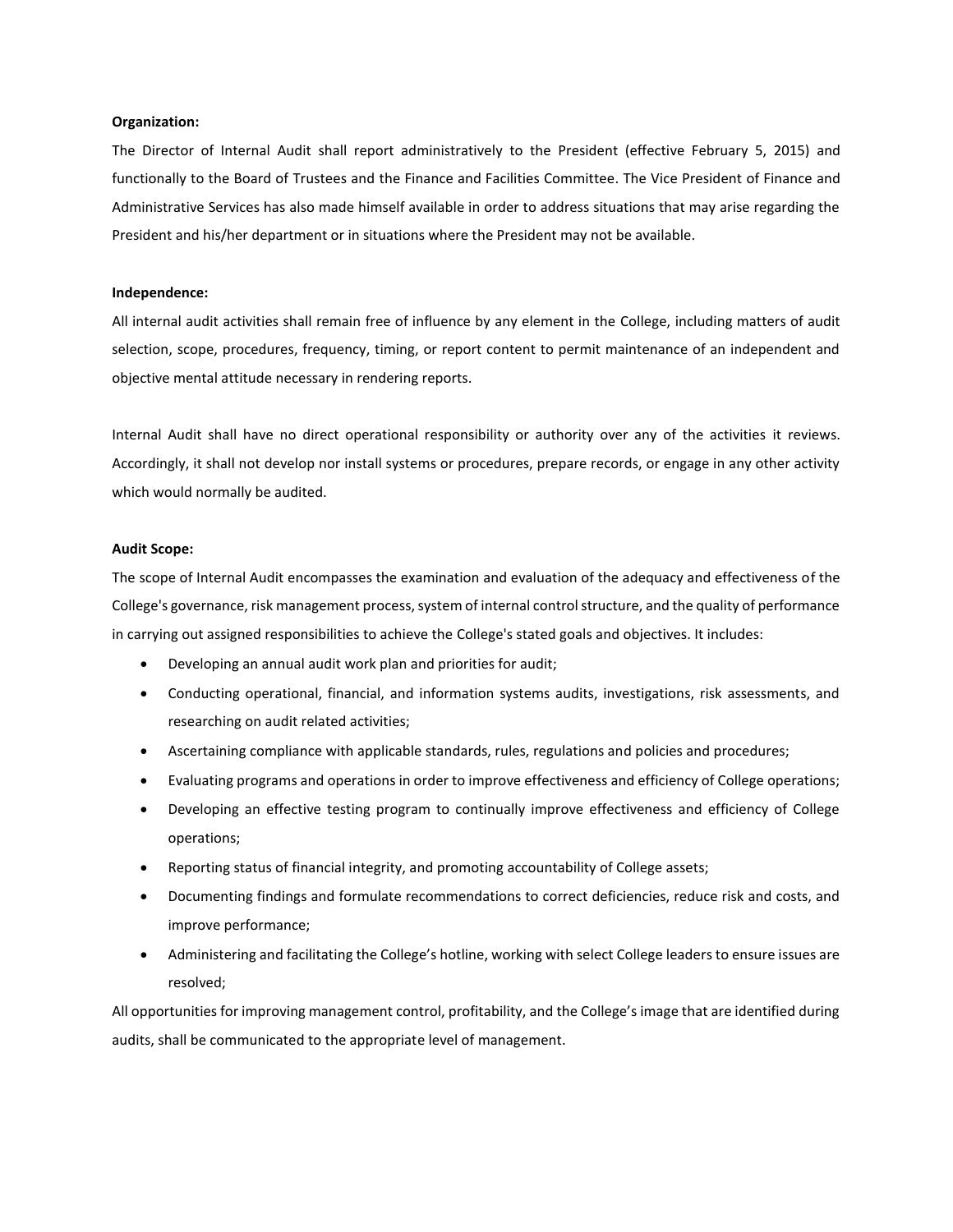**Organization:**

The Director of Internal Audit shall report administratively to the President (effective February 5, 2015) and functionally to the Board of Trustees and the Finance and Facilities Committee. The Vice President of Finance and Administrative Services has also made himself available in order to address situations that may arise regarding the President and his/her department or in situations where the President may not be available.

**Independence:**

All internal audit activities shall remain free of influence by any element in the College, including matters of audit selection, scope, procedures, frequency, timing, or report content to permit maintenance of an independent and objective mental attitude necessary in rendering reports.

Internal Audit shall have no direct operational responsibility or authority over any of the activities it reviews. Accordingly, it shall not develop nor install systems or procedures, prepare records, or engage in any other activity which would normally be audited.

**Audit Scope:**

The scope of Internal Audit encompasses the examination and evaluation of the adequacy and effectiveness of the College's governance, risk management process, system of internal control structure, and the quality of performance in carrying out assigned responsibilities to achieve the College's stated goals and objectives. It includes:

- Developing an annual audit work plan and priorities for audit;
- Conducting operational, financial, and information systems audits, investigations, risk assessments, and researching on audit related activities;
- Ascertaining compliance with applicable standards, rules, regulations and policies and procedures;
- Evaluating programs and operations in order to improve effectiveness and efficiency of College operations;
- Developing an effective testing program to continually improve effectiveness and efficiency of College operations;
- Reporting status of financial integrity, and promoting accountability of College assets;
- Documenting findings and formulate recommendations to correct deficiencies, reduce risk and costs, and improve performance;
- Administering and facilitating the College's hotline, working with select College leaders to ensure issues are resolved;

All opportunities for improving management control, profitability, and the College's image that are identified during audits, shall be communicated to the appropriate level of management.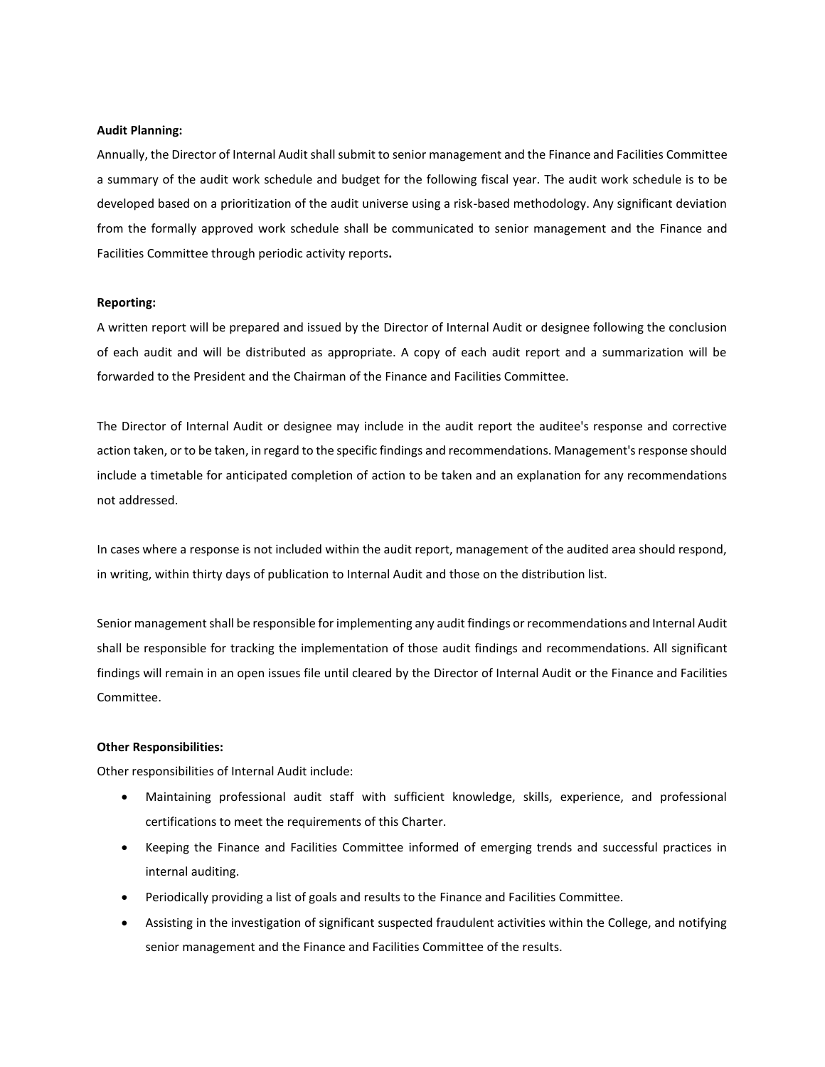**Audit Planning:**

Annually, the Director of Internal Audit shall submit to senior management and the Finance and Facilities Committee a summary of the audit work schedule and budget for the following fiscal year. The audit work schedule is to be developed based on a prioritization of the audit universe using a risk-based methodology. Any significant deviation from the formally approved work schedule shall be communicated to senior management and the Finance and Facilities Committee through periodic activity reports**.**

**Reporting:**

A written report will be prepared and issued by the Director of Internal Audit or designee following the conclusion of each audit and will be distributed as appropriate. A copy of each audit report and a summarization will be forwarded to the President and the Chairman of the Finance and Facilities Committee.

The Director of Internal Audit or designee may include in the audit report the auditee's response and corrective action taken, or to be taken, in regard to the specific findings and recommendations. Management's response should include a timetable for anticipated completion of action to be taken and an explanation for any recommendations not addressed.

In cases where a response is not included within the audit report, management of the audited area should respond, in writing, within thirty days of publication to Internal Audit and those on the distribution list.

Senior management shall be responsible for implementing any audit findings or recommendations and Internal Audit shall be responsible for tracking the implementation of those audit findings and recommendations. All significant findings will remain in an open issues file until cleared by the Director of Internal Audit or the Finance and Facilities Committee.

**Other Responsibilities:**

Other responsibilities of Internal Audit include:

- Maintaining professional audit staff with sufficient knowledge, skills, experience, and professional certifications to meet the requirements of this Charter.
- Keeping the Finance and Facilities Committee informed of emerging trends and successful practices in internal auditing.
- Periodically providing a list of goals and results to the Finance and Facilities Committee.
- Assisting in the investigation of significant suspected fraudulent activities within the College, and notifying senior management and the Finance and Facilities Committee of the results.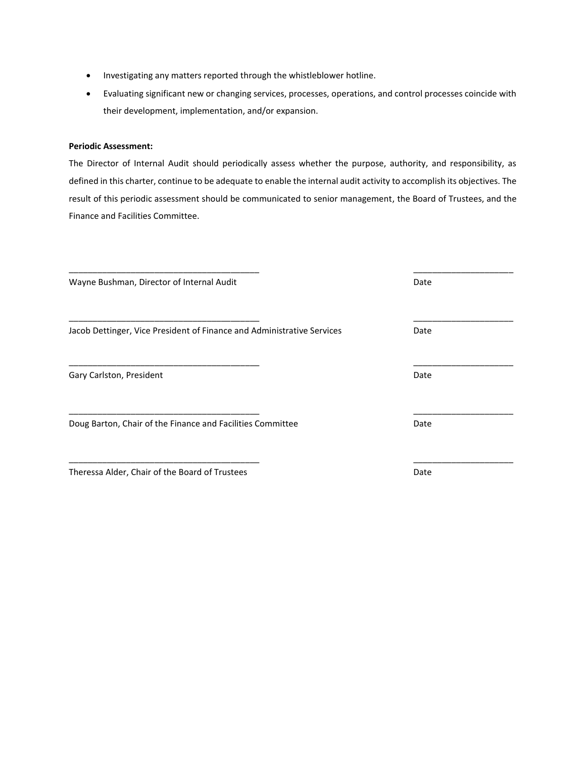- Investigating any matters reported through the whistleblower hotline.
- Evaluating significant new or changing services, processes, operations, and control processes coincide with their development, implementation, and/or expansion.

**Periodic Assessment:**

The Director of Internal Audit should periodically assess whether the purpose, authority, and responsibility, as defined in this charter, continue to be adequate to enable the internal audit activity to accomplish its objectives. The result of this periodic assessment should be communicated to senior management, the Board of Trustees, and the Finance and Facilities Committee.

\_\_\_\_\_\_\_\_\_\_\_\_\_\_\_\_\_\_\_\_\_\_\_\_\_\_\_\_\_\_\_\_\_\_\_\_\_\_\_\_ \_\_\_\_\_\_\_\_\_\_\_\_\_\_\_\_\_\_\_\_\_

Wayne Bushman, Director of Internal Audit Date

\_\_\_\_\_\_\_\_\_\_\_\_\_\_\_\_\_\_\_\_\_\_\_\_\_\_\_\_\_\_\_\_\_\_\_\_\_\_\_\_ \_\_\_\_\_\_\_\_\_\_\_\_\_\_\_\_\_\_\_\_\_

Jacob Dettinger, Vice President of Finance and Administrative Services Date

\_\_\_\_\_\_\_\_\_\_\_\_\_\_\_\_\_\_\_\_\_\_\_\_\_\_\_\_\_\_\_\_\_\_\_\_\_\_\_\_ \_\_\_\_\_\_\_\_\_\_\_\_\_\_\_\_\_\_\_\_\_

Gary Carlston, President Date

\_\_\_\_\_\_\_\_\_\_\_\_\_\_\_\_\_\_\_\_\_\_\_\_\_\_\_\_\_\_\_\_\_\_\_\_\_\_\_\_ \_\_\_\_\_\_\_\_\_\_\_\_\_\_\_\_\_\_\_\_\_

Doug Barton, Chair of the Finance and Facilities Committee Date

\_\_\_\_\_\_\_\_\_\_\_\_\_\_\_\_\_\_\_\_\_\_\_\_\_\_\_\_\_\_\_\_\_\_\_\_\_\_\_\_ \_\_\_\_\_\_\_\_\_\_\_\_\_\_\_\_\_\_\_\_\_

Theressa Alder, Chair of the Board of Trustees Date